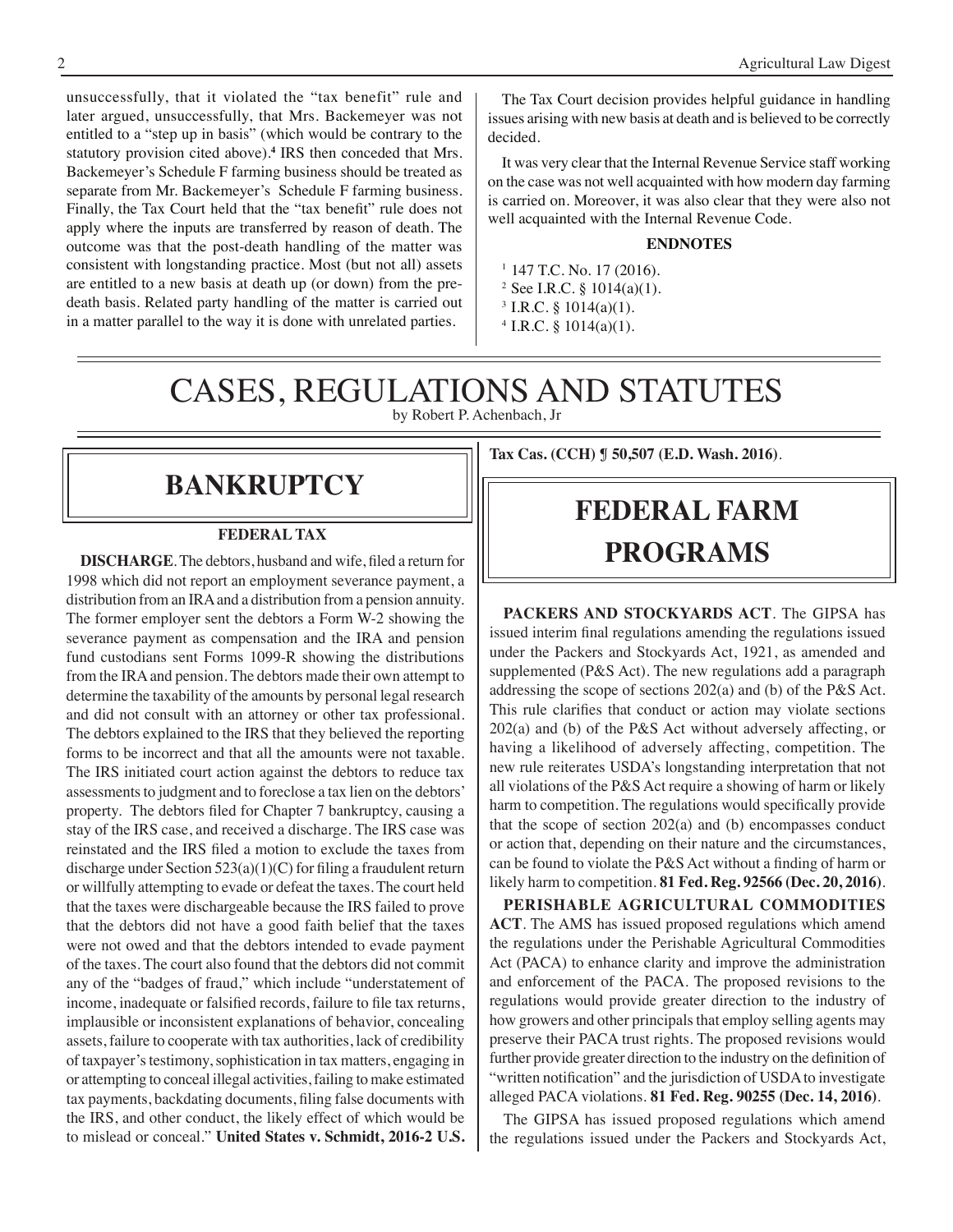unsuccessfully, that it violated the "tax benefit" rule and later argued, unsuccessfully, that Mrs. Backemeyer was not entitled to a "step up in basis" (which would be contrary to the statutory provision cited above).[4] IRS then conceded that Mrs. Backemeyer's Schedule F farming business should be treated as separate from Mr. Backemeyer's Schedule F farming business. Finally, the Tax Court held that the "tax benefit" rule does not apply where the inputs are transferred by reason of death. The outcome was that the post-death handling of the matter was consistent with longstanding practice. Most (but not all) assets are entitled to a new basis at death up (or down) from the pre-death basis. Related party handling of the matter is carried out in a matter parallel to the way it is done with unrelated parties.

The Tax Court decision provides helpful guidance in handling issues arising with new basis at death and is believed to be correctly decided.

It was very clear that the Internal Revenue Service staff working on the case was not well acquainted with how modern day farming is carried on. Moreover, it was also clear that they were also not well acquainted with the Internal Revenue Code.

### ENDNOTES

[1] 147 T.C. No. 17 (2016).
[2] See I.R.C. § 1014(a)(1).
[3] I.R.C. § 1014(a)(1).
[4] I.R.C. § 1014(a)(1).

# CASES, REGULATIONS AND STATUTES

by Robert P. Achenbach, Jr

## BANKRUPTCY

### FEDERAL TAX

**DISCHARGE**. The debtors, husband and wife, filed a return for 1998 which did not report an employment severance payment, a distribution from an IRA and a distribution from a pension annuity. The former employer sent the debtors a Form W-2 showing the severance payment as compensation and the IRA and pension fund custodians sent Forms 1099-R showing the distributions from the IRA and pension. The debtors made their own attempt to determine the taxability of the amounts by personal legal research and did not consult with an attorney or other tax professional. The debtors explained to the IRS that they believed the reporting forms to be incorrect and that all the amounts were not taxable. The IRS initiated court action against the debtors to reduce tax assessments to judgment and to foreclose a tax lien on the debtors' property. The debtors filed for Chapter 7 bankruptcy, causing a stay of the IRS case, and received a discharge. The IRS case was reinstated and the IRS filed a motion to exclude the taxes from discharge under Section 523(a)(1)(C) for filing a fraudulent return or willfully attempting to evade or defeat the taxes. The court held that the taxes were dischargeable because the IRS failed to prove that the debtors did not have a good faith belief that the taxes were not owed and that the debtors intended to evade payment of the taxes. The court also found that the debtors did not commit any of the "badges of fraud," which include "understatement of income, inadequate or falsified records, failure to file tax returns, implausible or inconsistent explanations of behavior, concealing assets, failure to cooperate with tax authorities, lack of credibility of taxpayer's testimony, sophistication in tax matters, engaging in or attempting to conceal illegal activities, failing to make estimated tax payments, backdating documents, filing false documents with the IRS, and other conduct, the likely effect of which would be to mislead or conceal." **United States v. Schmidt, 2016-2 U.S. Tax Cas. (CCH) ¶ 50,507 (E.D. Wash. 2016)**.

## FEDERAL FARM PROGRAMS

**PACKERS AND STOCKYARDS ACT**. The GIPSA has issued interim final regulations amending the regulations issued under the Packers and Stockyards Act, 1921, as amended and supplemented (P&S Act). The new regulations add a paragraph addressing the scope of sections 202(a) and (b) of the P&S Act. This rule clarifies that conduct or action may violate sections 202(a) and (b) of the P&S Act without adversely affecting, or having a likelihood of adversely affecting, competition. The new rule reiterates USDA's longstanding interpretation that not all violations of the P&S Act require a showing of harm or likely harm to competition. The regulations would specifically provide that the scope of section 202(a) and (b) encompasses conduct or action that, depending on their nature and the circumstances, can be found to violate the P&S Act without a finding of harm or likely harm to competition. **81 Fed. Reg. 92566 (Dec. 20, 2016)**.

**PERISHABLE AGRICULTURAL COMMODITIES ACT**. The AMS has issued proposed regulations which amend the regulations under the Perishable Agricultural Commodities Act (PACA) to enhance clarity and improve the administration and enforcement of the PACA. The proposed revisions to the regulations would provide greater direction to the industry of how growers and other principals that employ selling agents may preserve their PACA trust rights. The proposed revisions would further provide greater direction to the industry on the definition of "written notification" and the jurisdiction of USDA to investigate alleged PACA violations. **81 Fed. Reg. 90255 (Dec. 14, 2016)**.

The GIPSA has issued proposed regulations which amend the regulations issued under the Packers and Stockyards Act,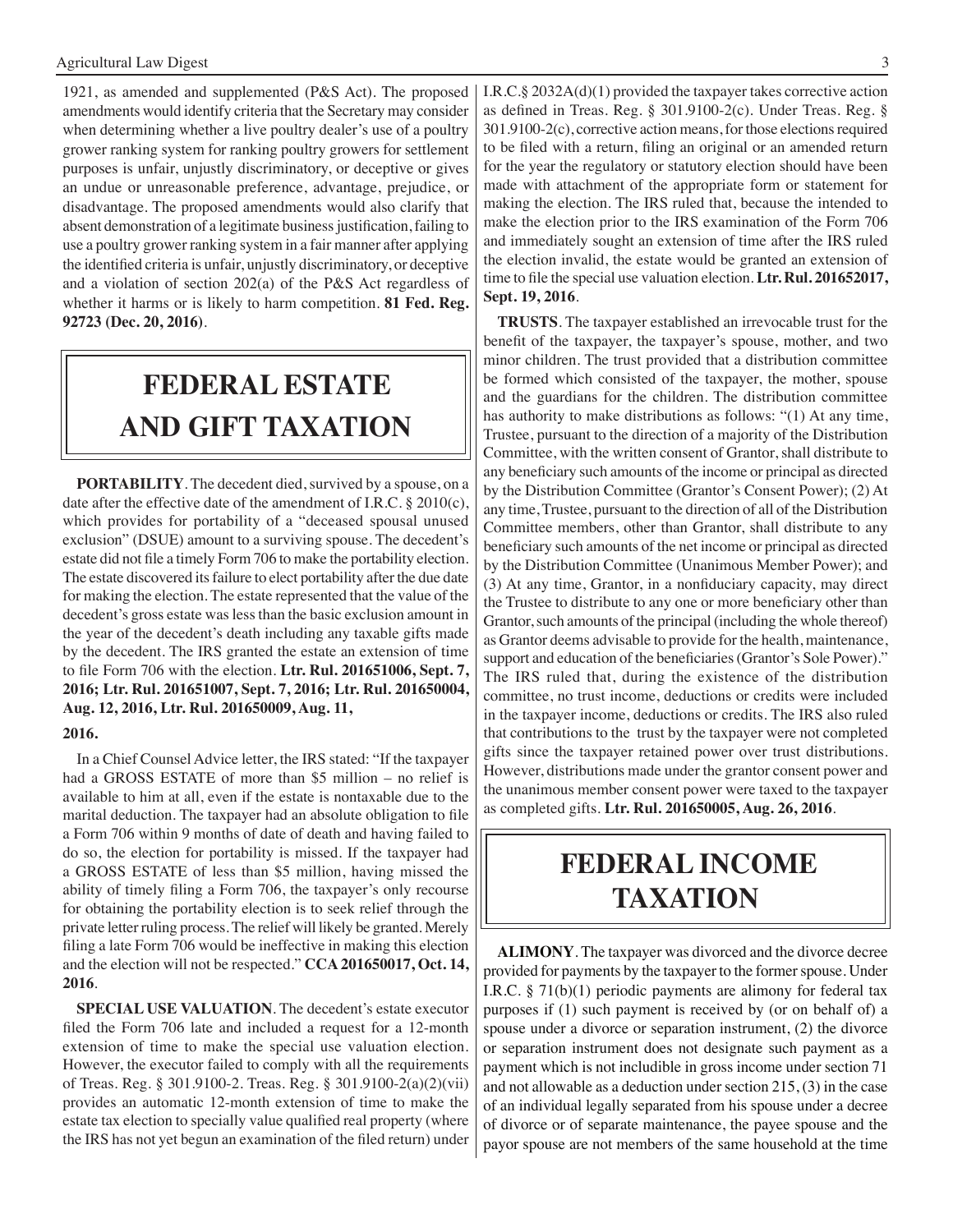1921, as amended and supplemented (P&S Act). The proposed amendments would identify criteria that the Secretary may consider when determining whether a live poultry dealer's use of a poultry grower ranking system for ranking poultry growers for settlement purposes is unfair, unjustly discriminatory, or deceptive or gives an undue or unreasonable preference, advantage, prejudice, or disadvantage. The proposed amendments would also clarify that absent demonstration of a legitimate business justification, failing to use a poultry grower ranking system in a fair manner after applying the identified criteria is unfair, unjustly discriminatory, or deceptive and a violation of section 202(a) of the P&S Act regardless of whether it harms or is likely to harm competition. **81 Fed. Reg. 92723 (Dec. 20, 2016)**.

# FEDERAL ESTATE AND GIFT TAXATION

**PORTABILITY**. The decedent died, survived by a spouse, on a date after the effective date of the amendment of I.R.C. § 2010(c), which provides for portability of a "deceased spousal unused exclusion" (DSUE) amount to a surviving spouse. The decedent's estate did not file a timely Form 706 to make the portability election. The estate discovered its failure to elect portability after the due date for making the election. The estate represented that the value of the decedent's gross estate was less than the basic exclusion amount in the year of the decedent's death including any taxable gifts made by the decedent. The IRS granted the estate an extension of time to file Form 706 with the election. **Ltr. Rul. 201651006, Sept. 7, 2016; Ltr. Rul. 201651007, Sept. 7, 2016; Ltr. Rul. 201650004, Aug. 12, 2016, Ltr. Rul. 201650009, Aug. 11, 2016.**

In a Chief Counsel Advice letter, the IRS stated: "If the taxpayer had a GROSS ESTATE of more than $5 million – no relief is available to him at all, even if the estate is nontaxable due to the marital deduction. The taxpayer had an absolute obligation to file a Form 706 within 9 months of date of death and having failed to do so, the election for portability is missed. If the taxpayer had a GROSS ESTATE of less than $5 million, having missed the ability of timely filing a Form 706, the taxpayer's only recourse for obtaining the portability election is to seek relief through the private letter ruling process. The relief will likely be granted. Merely filing a late Form 706 would be ineffective in making this election and the election will not be respected." **CCA 201650017, Oct. 14, 2016**.

**SPECIAL USE VALUATION**. The decedent's estate executor filed the Form 706 late and included a request for a 12-month extension of time to make the special use valuation election. However, the executor failed to comply with all the requirements of Treas. Reg. § 301.9100-2. Treas. Reg. § 301.9100-2(a)(2)(vii) provides an automatic 12-month extension of time to make the estate tax election to specially value qualified real property (where the IRS has not yet begun an examination of the filed return) under I.R.C.§ 2032A(d)(1) provided the taxpayer takes corrective action as defined in Treas. Reg. § 301.9100-2(c). Under Treas. Reg. § 301.9100-2(c), corrective action means, for those elections required to be filed with a return, filing an original or an amended return for the year the regulatory or statutory election should have been made with attachment of the appropriate form or statement for making the election. The IRS ruled that, because the intended to make the election prior to the IRS examination of the Form 706 and immediately sought an extension of time after the IRS ruled the election invalid, the estate would be granted an extension of time to file the special use valuation election. **Ltr. Rul. 201652017, Sept. 19, 2016**.

**TRUSTS**. The taxpayer established an irrevocable trust for the benefit of the taxpayer, the taxpayer's spouse, mother, and two minor children. The trust provided that a distribution committee be formed which consisted of the taxpayer, the mother, spouse and the guardians for the children. The distribution committee has authority to make distributions as follows: "(1) At any time, Trustee, pursuant to the direction of a majority of the Distribution Committee, with the written consent of Grantor, shall distribute to any beneficiary such amounts of the income or principal as directed by the Distribution Committee (Grantor's Consent Power); (2) At any time, Trustee, pursuant to the direction of all of the Distribution Committee members, other than Grantor, shall distribute to any beneficiary such amounts of the net income or principal as directed by the Distribution Committee (Unanimous Member Power); and (3) At any time, Grantor, in a nonfiduciary capacity, may direct the Trustee to distribute to any one or more beneficiary other than Grantor, such amounts of the principal (including the whole thereof) as Grantor deems advisable to provide for the health, maintenance, support and education of the beneficiaries (Grantor's Sole Power)." The IRS ruled that, during the existence of the distribution committee, no trust income, deductions or credits were included in the taxpayer income, deductions or credits. The IRS also ruled that contributions to the trust by the taxpayer were not completed gifts since the taxpayer retained power over trust distributions. However, distributions made under the grantor consent power and the unanimous member consent power were taxed to the taxpayer as completed gifts. **Ltr. Rul. 201650005, Aug. 26, 2016**.

# FEDERAL INCOME TAXATION

**ALIMONY**. The taxpayer was divorced and the divorce decree provided for payments by the taxpayer to the former spouse. Under I.R.C. § 71(b)(1) periodic payments are alimony for federal tax purposes if (1) such payment is received by (or on behalf of) a spouse under a divorce or separation instrument, (2) the divorce or separation instrument does not designate such payment as a payment which is not includible in gross income under section 71 and not allowable as a deduction under section 215, (3) in the case of an individual legally separated from his spouse under a decree of divorce or of separate maintenance, the payee spouse and the payor spouse are not members of the same household at the time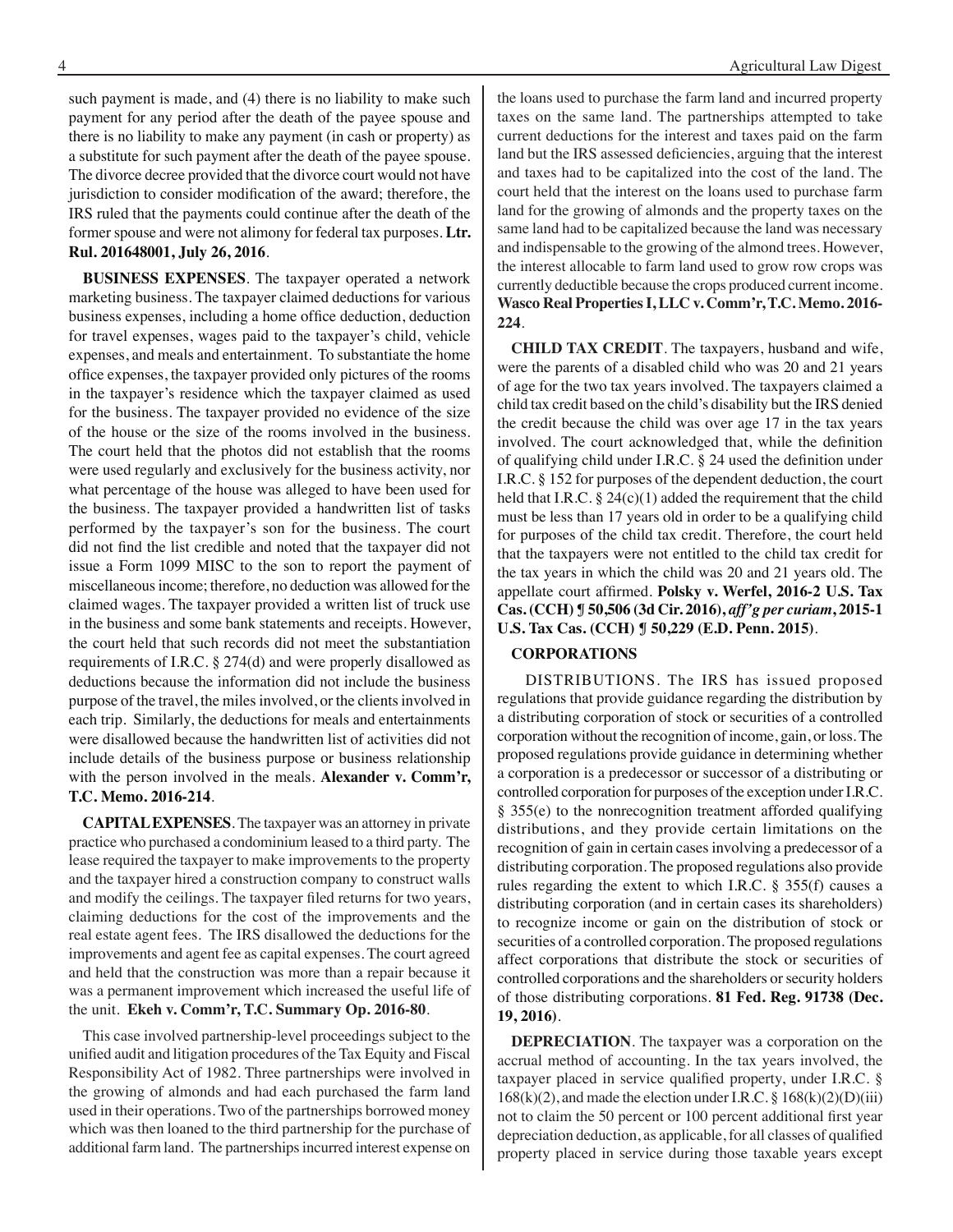such payment is made, and (4) there is no liability to make such payment for any period after the death of the payee spouse and there is no liability to make any payment (in cash or property) as a substitute for such payment after the death of the payee spouse. The divorce decree provided that the divorce court would not have jurisdiction to consider modification of the award; therefore, the IRS ruled that the payments could continue after the death of the former spouse and were not alimony for federal tax purposes. **Ltr. Rul. 201648001, July 26, 2016**.

**BUSINESS EXPENSES**. The taxpayer operated a network marketing business. The taxpayer claimed deductions for various business expenses, including a home office deduction, deduction for travel expenses, wages paid to the taxpayer's child, vehicle expenses, and meals and entertainment. To substantiate the home office expenses, the taxpayer provided only pictures of the rooms in the taxpayer's residence which the taxpayer claimed as used for the business. The taxpayer provided no evidence of the size of the house or the size of the rooms involved in the business. The court held that the photos did not establish that the rooms were used regularly and exclusively for the business activity, nor what percentage of the house was alleged to have been used for the business. The taxpayer provided a handwritten list of tasks performed by the taxpayer's son for the business. The court did not find the list credible and noted that the taxpayer did not issue a Form 1099 MISC to the son to report the payment of miscellaneous income; therefore, no deduction was allowed for the claimed wages. The taxpayer provided a written list of truck use in the business and some bank statements and receipts. However, the court held that such records did not meet the substantiation requirements of I.R.C. § 274(d) and were properly disallowed as deductions because the information did not include the business purpose of the travel, the miles involved, or the clients involved in each trip. Similarly, the deductions for meals and entertainments were disallowed because the handwritten list of activities did not include details of the business purpose or business relationship with the person involved in the meals. **Alexander v. Comm'r, T.C. Memo. 2016-214**.

**CAPITAL EXPENSES**. The taxpayer was an attorney in private practice who purchased a condominium leased to a third party. The lease required the taxpayer to make improvements to the property and the taxpayer hired a construction company to construct walls and modify the ceilings. The taxpayer filed returns for two years, claiming deductions for the cost of the improvements and the real estate agent fees. The IRS disallowed the deductions for the improvements and agent fee as capital expenses. The court agreed and held that the construction was more than a repair because it was a permanent improvement which increased the useful life of the unit. **Ekeh v. Comm'r, T.C. Summary Op. 2016-80**.

This case involved partnership-level proceedings subject to the unified audit and litigation procedures of the Tax Equity and Fiscal Responsibility Act of 1982. Three partnerships were involved in the growing of almonds and had each purchased the farm land used in their operations. Two of the partnerships borrowed money which was then loaned to the third partnership for the purchase of additional farm land. The partnerships incurred interest expense on the loans used to purchase the farm land and incurred property taxes on the same land. The partnerships attempted to take current deductions for the interest and taxes paid on the farm land but the IRS assessed deficiencies, arguing that the interest and taxes had to be capitalized into the cost of the land. The court held that the interest on the loans used to purchase farm land for the growing of almonds and the property taxes on the same land had to be capitalized because the land was necessary and indispensable to the growing of the almond trees. However, the interest allocable to farm land used to grow row crops was currently deductible because the crops produced current income. **Wasco Real Properties I, LLC v. Comm'r, T.C. Memo. 2016-224**.

**CHILD TAX CREDIT**. The taxpayers, husband and wife, were the parents of a disabled child who was 20 and 21 years of age for the two tax years involved. The taxpayers claimed a child tax credit based on the child's disability but the IRS denied the credit because the child was over age 17 in the tax years involved. The court acknowledged that, while the definition of qualifying child under I.R.C. § 24 used the definition under I.R.C. § 152 for purposes of the dependent deduction, the court held that I.R.C. § 24(c)(1) added the requirement that the child must be less than 17 years old in order to be a qualifying child for purposes of the child tax credit. Therefore, the court held that the taxpayers were not entitled to the child tax credit for the tax years in which the child was 20 and 21 years old. The appellate court affirmed. **Polsky v. Werfel, 2016-2 U.S. Tax Cas. (CCH) ¶ 50,506 (3d Cir. 2016), *aff'g per curiam*, 2015-1 U.S. Tax Cas. (CCH) ¶ 50,229 (E.D. Penn. 2015)**.

**CORPORATIONS**

DISTRIBUTIONS. The IRS has issued proposed regulations that provide guidance regarding the distribution by a distributing corporation of stock or securities of a controlled corporation without the recognition of income, gain, or loss. The proposed regulations provide guidance in determining whether a corporation is a predecessor or successor of a distributing or controlled corporation for purposes of the exception under I.R.C. § 355(e) to the nonrecognition treatment afforded qualifying distributions, and they provide certain limitations on the recognition of gain in certain cases involving a predecessor of a distributing corporation. The proposed regulations also provide rules regarding the extent to which I.R.C. § 355(f) causes a distributing corporation (and in certain cases its shareholders) to recognize income or gain on the distribution of stock or securities of a controlled corporation. The proposed regulations affect corporations that distribute the stock or securities of controlled corporations and the shareholders or security holders of those distributing corporations. **81 Fed. Reg. 91738 (Dec. 19, 2016)**.

**DEPRECIATION**. The taxpayer was a corporation on the accrual method of accounting. In the tax years involved, the taxpayer placed in service qualified property, under I.R.C. § 168(k)(2), and made the election under I.R.C. § 168(k)(2)(D)(iii) not to claim the 50 percent or 100 percent additional first year depreciation deduction, as applicable, for all classes of qualified property placed in service during those taxable years except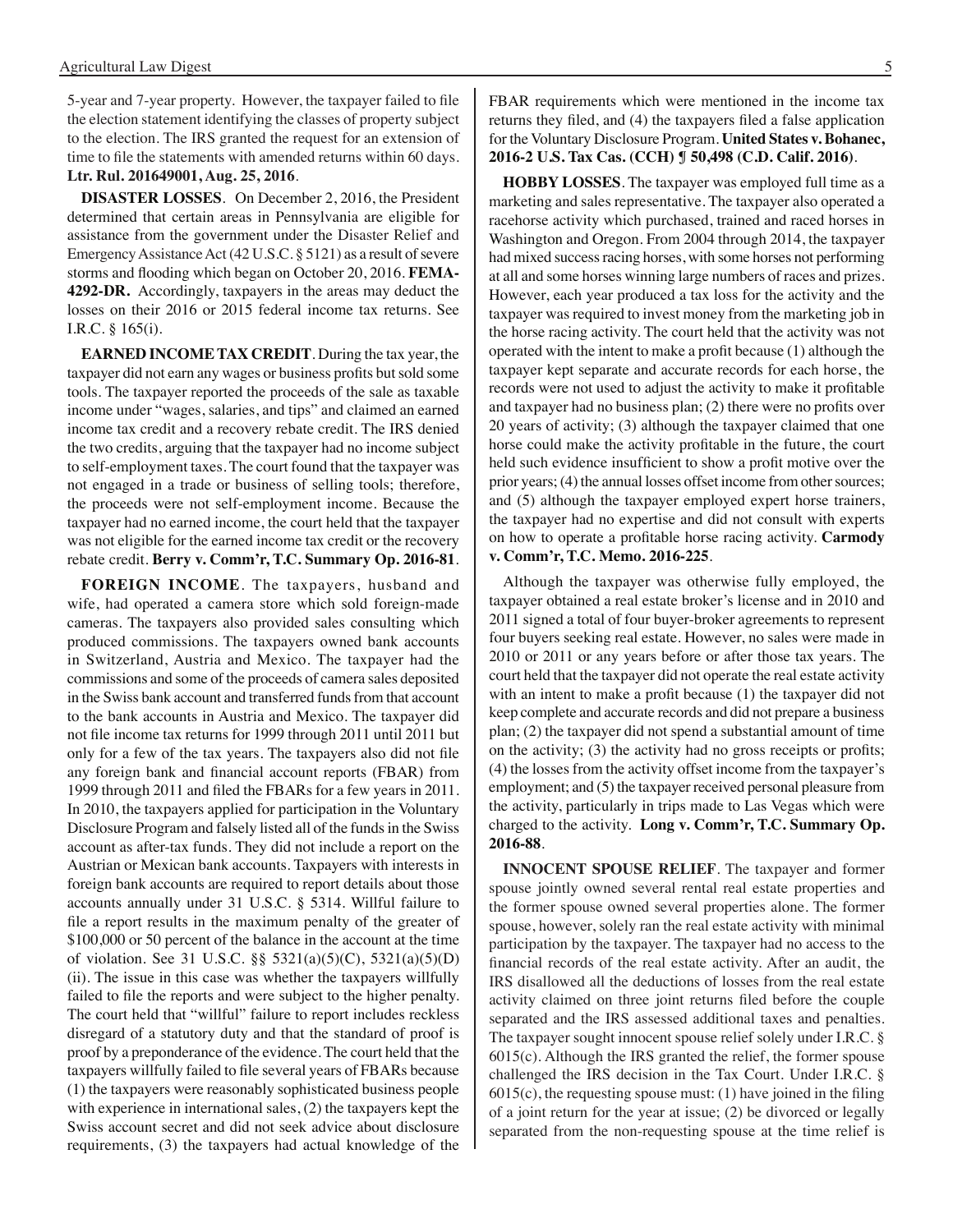5-year and 7-year property. However, the taxpayer failed to file the election statement identifying the classes of property subject to the election. The IRS granted the request for an extension of time to file the statements with amended returns within 60 days. **Ltr. Rul. 201649001, Aug. 25, 2016**.

**DISASTER LOSSES**. On December 2, 2016, the President determined that certain areas in Pennsylvania are eligible for assistance from the government under the Disaster Relief and Emergency Assistance Act (42 U.S.C. § 5121) as a result of severe storms and flooding which began on October 20, 2016. **FEMA-4292-DR.** Accordingly, taxpayers in the areas may deduct the losses on their 2016 or 2015 federal income tax returns. See I.R.C. § 165(i).

**EARNED INCOME TAX CREDIT**. During the tax year, the taxpayer did not earn any wages or business profits but sold some tools. The taxpayer reported the proceeds of the sale as taxable income under "wages, salaries, and tips" and claimed an earned income tax credit and a recovery rebate credit. The IRS denied the two credits, arguing that the taxpayer had no income subject to self-employment taxes. The court found that the taxpayer was not engaged in a trade or business of selling tools; therefore, the proceeds were not self-employment income. Because the taxpayer had no earned income, the court held that the taxpayer was not eligible for the earned income tax credit or the recovery rebate credit. **Berry v. Comm'r, T.C. Summary Op. 2016-81**.

**FOREIGN INCOME**. The taxpayers, husband and wife, had operated a camera store which sold foreign-made cameras. The taxpayers also provided sales consulting which produced commissions. The taxpayers owned bank accounts in Switzerland, Austria and Mexico. The taxpayer had the commissions and some of the proceeds of camera sales deposited in the Swiss bank account and transferred funds from that account to the bank accounts in Austria and Mexico. The taxpayer did not file income tax returns for 1999 through 2011 until 2011 but only for a few of the tax years. The taxpayers also did not file any foreign bank and financial account reports (FBAR) from 1999 through 2011 and filed the FBARs for a few years in 2011. In 2010, the taxpayers applied for participation in the Voluntary Disclosure Program and falsely listed all of the funds in the Swiss account as after-tax funds. They did not include a report on the Austrian or Mexican bank accounts. Taxpayers with interests in foreign bank accounts are required to report details about those accounts annually under 31 U.S.C. § 5314. Willful failure to file a report results in the maximum penalty of the greater of $100,000 or 50 percent of the balance in the account at the time of violation. See 31 U.S.C. §§ 5321(a)(5)(C), 5321(a)(5)(D)(ii). The issue in this case was whether the taxpayers willfully failed to file the reports and were subject to the higher penalty. The court held that "willful" failure to report includes reckless disregard of a statutory duty and that the standard of proof is proof by a preponderance of the evidence. The court held that the taxpayers willfully failed to file several years of FBARs because (1) the taxpayers were reasonably sophisticated business people with experience in international sales, (2) the taxpayers kept the Swiss account secret and did not seek advice about disclosure requirements, (3) the taxpayers had actual knowledge of the FBAR requirements which were mentioned in the income tax returns they filed, and (4) the taxpayers filed a false application for the Voluntary Disclosure Program. **United States v. Bohanec, 2016-2 U.S. Tax Cas. (CCH) ¶ 50,498 (C.D. Calif. 2016)**.

**HOBBY LOSSES**. The taxpayer was employed full time as a marketing and sales representative. The taxpayer also operated a racehorse activity which purchased, trained and raced horses in Washington and Oregon. From 2004 through 2014, the taxpayer had mixed success racing horses, with some horses not performing at all and some horses winning large numbers of races and prizes. However, each year produced a tax loss for the activity and the taxpayer was required to invest money from the marketing job in the horse racing activity. The court held that the activity was not operated with the intent to make a profit because (1) although the taxpayer kept separate and accurate records for each horse, the records were not used to adjust the activity to make it profitable and taxpayer had no business plan; (2) there were no profits over 20 years of activity; (3) although the taxpayer claimed that one horse could make the activity profitable in the future, the court held such evidence insufficient to show a profit motive over the prior years; (4) the annual losses offset income from other sources; and (5) although the taxpayer employed expert horse trainers, the taxpayer had no expertise and did not consult with experts on how to operate a profitable horse racing activity. **Carmody v. Comm'r, T.C. Memo. 2016-225**.

Although the taxpayer was otherwise fully employed, the taxpayer obtained a real estate broker's license and in 2010 and 2011 signed a total of four buyer-broker agreements to represent four buyers seeking real estate. However, no sales were made in 2010 or 2011 or any years before or after those tax years. The court held that the taxpayer did not operate the real estate activity with an intent to make a profit because (1) the taxpayer did not keep complete and accurate records and did not prepare a business plan; (2) the taxpayer did not spend a substantial amount of time on the activity; (3) the activity had no gross receipts or profits; (4) the losses from the activity offset income from the taxpayer's employment; and (5) the taxpayer received personal pleasure from the activity, particularly in trips made to Las Vegas which were charged to the activity. **Long v. Comm'r, T.C. Summary Op. 2016-88**.

**INNOCENT SPOUSE RELIEF**. The taxpayer and former spouse jointly owned several rental real estate properties and the former spouse owned several properties alone. The former spouse, however, solely ran the real estate activity with minimal participation by the taxpayer. The taxpayer had no access to the financial records of the real estate activity. After an audit, the IRS disallowed all the deductions of losses from the real estate activity claimed on three joint returns filed before the couple separated and the IRS assessed additional taxes and penalties. The taxpayer sought innocent spouse relief solely under I.R.C. § 6015(c). Although the IRS granted the relief, the former spouse challenged the IRS decision in the Tax Court. Under I.R.C. § 6015(c), the requesting spouse must: (1) have joined in the filing of a joint return for the year at issue; (2) be divorced or legally separated from the non-requesting spouse at the time relief is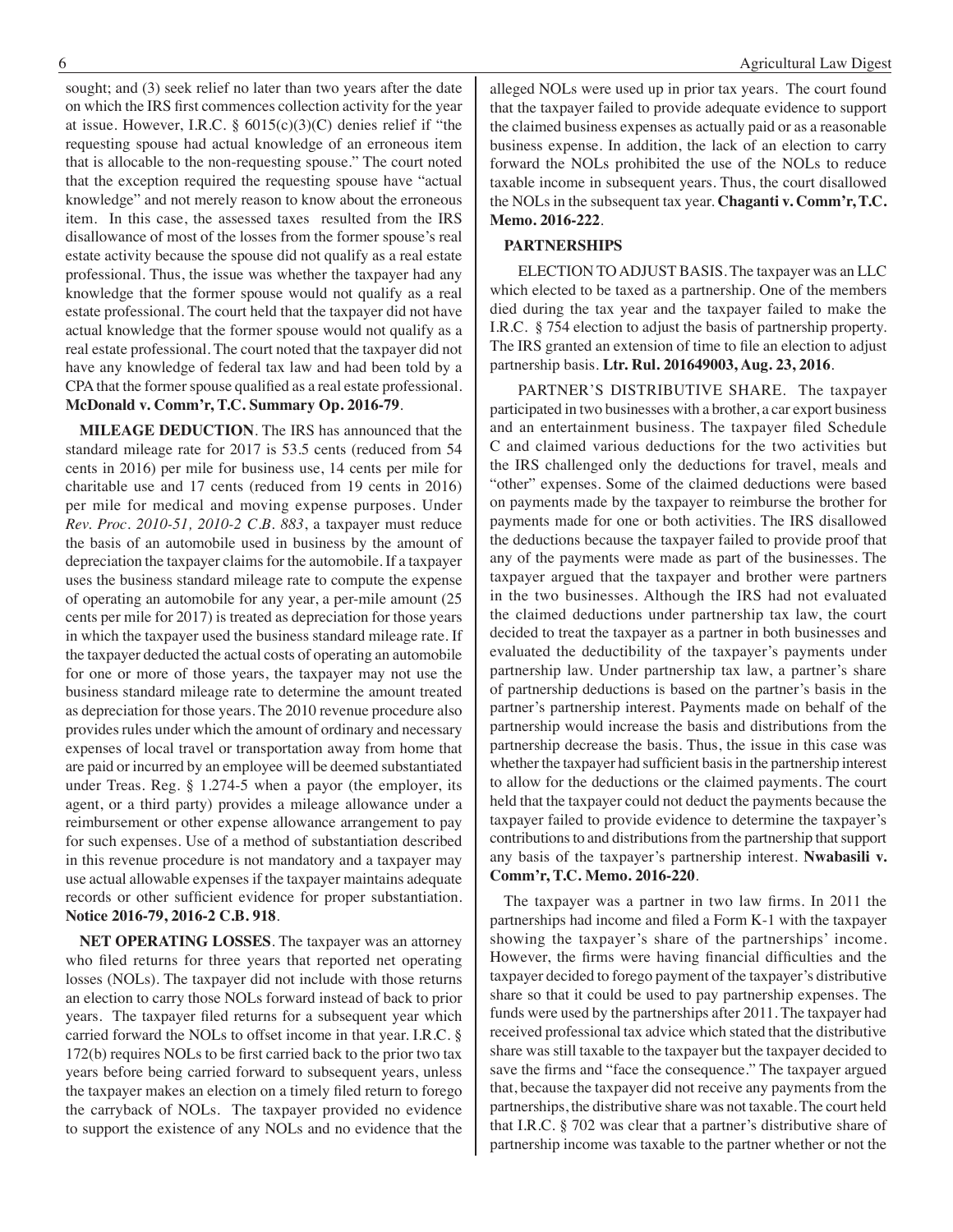sought; and (3) seek relief no later than two years after the date on which the IRS first commences collection activity for the year at issue. However, I.R.C. § 6015(c)(3)(C) denies relief if "the requesting spouse had actual knowledge of an erroneous item that is allocable to the non-requesting spouse." The court noted that the exception required the requesting spouse have "actual knowledge" and not merely reason to know about the erroneous item. In this case, the assessed taxes resulted from the IRS disallowance of most of the losses from the former spouse's real estate activity because the spouse did not qualify as a real estate professional. Thus, the issue was whether the taxpayer had any knowledge that the former spouse would not qualify as a real estate professional. The court held that the taxpayer did not have actual knowledge that the former spouse would not qualify as a real estate professional. The court noted that the taxpayer did not have any knowledge of federal tax law and had been told by a CPA that the former spouse qualified as a real estate professional. **McDonald v. Comm'r, T.C. Summary Op. 2016-79**.

**MILEAGE DEDUCTION**. The IRS has announced that the standard mileage rate for 2017 is 53.5 cents (reduced from 54 cents in 2016) per mile for business use, 14 cents per mile for charitable use and 17 cents (reduced from 19 cents in 2016) per mile for medical and moving expense purposes. Under *Rev. Proc. 2010-51, 2010-2 C.B. 883*, a taxpayer must reduce the basis of an automobile used in business by the amount of depreciation the taxpayer claims for the automobile. If a taxpayer uses the business standard mileage rate to compute the expense of operating an automobile for any year, a per-mile amount (25 cents per mile for 2017) is treated as depreciation for those years in which the taxpayer used the business standard mileage rate. If the taxpayer deducted the actual costs of operating an automobile for one or more of those years, the taxpayer may not use the business standard mileage rate to determine the amount treated as depreciation for those years. The 2010 revenue procedure also provides rules under which the amount of ordinary and necessary expenses of local travel or transportation away from home that are paid or incurred by an employee will be deemed substantiated under Treas. Reg. § 1.274-5 when a payor (the employer, its agent, or a third party) provides a mileage allowance under a reimbursement or other expense allowance arrangement to pay for such expenses. Use of a method of substantiation described in this revenue procedure is not mandatory and a taxpayer may use actual allowable expenses if the taxpayer maintains adequate records or other sufficient evidence for proper substantiation. **Notice 2016-79, 2016-2 C.B. 918**.

**NET OPERATING LOSSES**. The taxpayer was an attorney who filed returns for three years that reported net operating losses (NOLs). The taxpayer did not include with those returns an election to carry those NOLs forward instead of back to prior years. The taxpayer filed returns for a subsequent year which carried forward the NOLs to offset income in that year. I.R.C. § 172(b) requires NOLs to be first carried back to the prior two tax years before being carried forward to subsequent years, unless the taxpayer makes an election on a timely filed return to forego the carryback of NOLs. The taxpayer provided no evidence to support the existence of any NOLs and no evidence that the alleged NOLs were used up in prior tax years. The court found that the taxpayer failed to provide adequate evidence to support the claimed business expenses as actually paid or as a reasonable business expense. In addition, the lack of an election to carry forward the NOLs prohibited the use of the NOLs to reduce taxable income in subsequent years. Thus, the court disallowed the NOLs in the subsequent tax year. **Chaganti v. Comm'r, T.C. Memo. 2016-222**.

### PARTNERSHIPS

ELECTION TO ADJUST BASIS. The taxpayer was an LLC which elected to be taxed as a partnership. One of the members died during the tax year and the taxpayer failed to make the I.R.C. § 754 election to adjust the basis of partnership property. The IRS granted an extension of time to file an election to adjust partnership basis. **Ltr. Rul. 201649003, Aug. 23, 2016**.

PARTNER'S DISTRIBUTIVE SHARE. The taxpayer participated in two businesses with a brother, a car export business and an entertainment business. The taxpayer filed Schedule C and claimed various deductions for the two activities but the IRS challenged only the deductions for travel, meals and "other" expenses. Some of the claimed deductions were based on payments made by the taxpayer to reimburse the brother for payments made for one or both activities. The IRS disallowed the deductions because the taxpayer failed to provide proof that any of the payments were made as part of the businesses. The taxpayer argued that the taxpayer and brother were partners in the two businesses. Although the IRS had not evaluated the claimed deductions under partnership tax law, the court decided to treat the taxpayer as a partner in both businesses and evaluated the deductibility of the taxpayer's payments under partnership law. Under partnership tax law, a partner's share of partnership deductions is based on the partner's basis in the partner's partnership interest. Payments made on behalf of the partnership would increase the basis and distributions from the partnership decrease the basis. Thus, the issue in this case was whether the taxpayer had sufficient basis in the partnership interest to allow for the deductions or the claimed payments. The court held that the taxpayer could not deduct the payments because the taxpayer failed to provide evidence to determine the taxpayer's contributions to and distributions from the partnership that support any basis of the taxpayer's partnership interest. **Nwabasili v. Comm'r, T.C. Memo. 2016-220**.

The taxpayer was a partner in two law firms. In 2011 the partnerships had income and filed a Form K-1 with the taxpayer showing the taxpayer's share of the partnerships' income. However, the firms were having financial difficulties and the taxpayer decided to forego payment of the taxpayer's distributive share so that it could be used to pay partnership expenses. The funds were used by the partnerships after 2011. The taxpayer had received professional tax advice which stated that the distributive share was still taxable to the taxpayer but the taxpayer decided to save the firms and "face the consequence." The taxpayer argued that, because the taxpayer did not receive any payments from the partnerships, the distributive share was not taxable. The court held that I.R.C. § 702 was clear that a partner's distributive share of partnership income was taxable to the partner whether or not the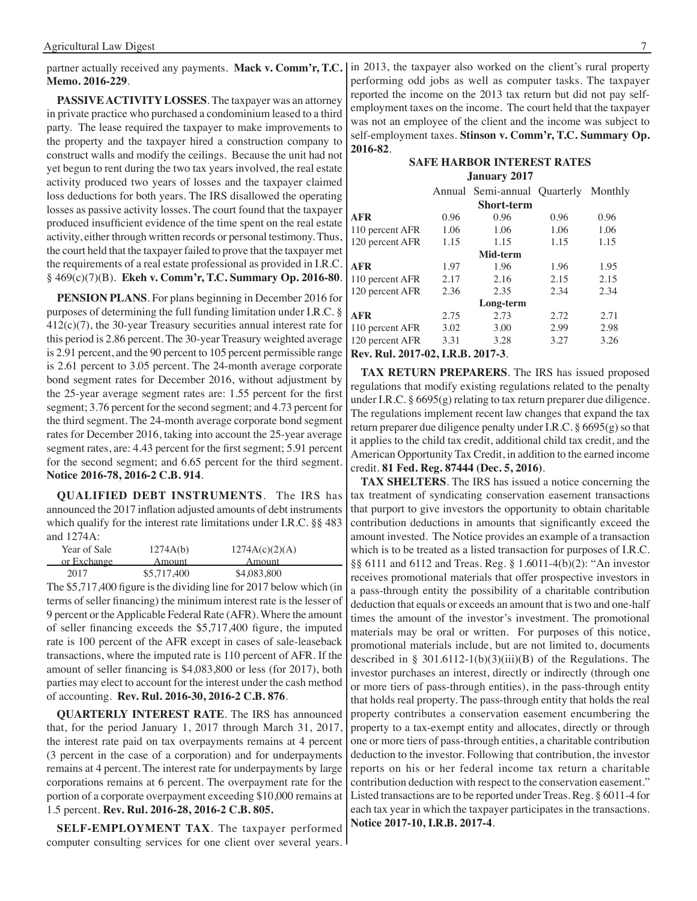partner actually received any payments. **Mack v. Comm'r, T.C. Memo. 2016-229**.

**PASSIVE ACTIVITY LOSSES**. The taxpayer was an attorney in private practice who purchased a condominium leased to a third party. The lease required the taxpayer to make improvements to the property and the taxpayer hired a construction company to construct walls and modify the ceilings. Because the unit had not yet begun to rent during the two tax years involved, the real estate activity produced two years of losses and the taxpayer claimed loss deductions for both years. The IRS disallowed the operating losses as passive activity losses. The court found that the taxpayer produced insufficient evidence of the time spent on the real estate activity, either through written records or personal testimony. Thus, the court held that the taxpayer failed to prove that the taxpayer met the requirements of a real estate professional as provided in I.R.C. § 469(c)(7)(B). **Ekeh v. Comm'r, T.C. Summary Op. 2016-80**.

**PENSION PLANS**. For plans beginning in December 2016 for purposes of determining the full funding limitation under I.R.C. § 412(c)(7), the 30-year Treasury securities annual interest rate for this period is 2.86 percent. The 30-year Treasury weighted average is 2.91 percent, and the 90 percent to 105 percent permissible range is 2.61 percent to 3.05 percent. The 24-month average corporate bond segment rates for December 2016, without adjustment by the 25-year average segment rates are: 1.55 percent for the first segment; 3.76 percent for the second segment; and 4.73 percent for the third segment. The 24-month average corporate bond segment rates for December 2016, taking into account the 25-year average segment rates, are: 4.43 percent for the first segment; 5.91 percent for the second segment; and 6.65 percent for the third segment. **Notice 2016-78, 2016-2 C.B. 914**.

**QUALIFIED DEBT INSTRUMENTS**. The IRS has announced the 2017 inflation adjusted amounts of debt instruments which qualify for the interest rate limitations under I.R.C. §§ 483 and 1274A:

| Year of Sale or Exchange | 1274A(b) Amount | 1274A(c)(2)(A) Amount |
|---|---|---|
| 2017 | $5,717,400 | $4,083,800 |

The $5,717,400 figure is the dividing line for 2017 below which (in terms of seller financing) the minimum interest rate is the lesser of 9 percent or the Applicable Federal Rate (AFR). Where the amount of seller financing exceeds the $5,717,400 figure, the imputed rate is 100 percent of the AFR except in cases of sale-leaseback transactions, where the imputed rate is 110 percent of AFR. If the amount of seller financing is $4,083,800 or less (for 2017), both parties may elect to account for the interest under the cash method of accounting. **Rev. Rul. 2016-30, 2016-2 C.B. 876**.

**QUARTERLY INTEREST RATE**. The IRS has announced that, for the period January 1, 2017 through March 31, 2017, the interest rate paid on tax overpayments remains at 4 percent (3 percent in the case of a corporation) and for underpayments remains at 4 percent. The interest rate for underpayments by large corporations remains at 6 percent. The overpayment rate for the portion of a corporate overpayment exceeding $10,000 remains at 1.5 percent. **Rev. Rul. 2016-28, 2016-2 C.B. 805.**

**SELF-EMPLOYMENT TAX**. The taxpayer performed computer consulting services for one client over several years. in 2013, the taxpayer also worked on the client's rural property performing odd jobs as well as computer tasks. The taxpayer reported the income on the 2013 tax return but did not pay self-employment taxes on the income. The court held that the taxpayer was not an employee of the client and the income was subject to self-employment taxes. **Stinson v. Comm'r, T.C. Summary Op. 2016-82**.

**SAFE HARBOR INTEREST RATES**
**January 2017**

| | Annual | Semi-annual | Quarterly | Monthly |
|---|---|---|---|---|
| | | **Short-term** | | |
| **AFR** | 0.96 | 0.96 | 0.96 | 0.96 |
| 110 percent AFR | 1.06 | 1.06 | 1.06 | 1.06 |
| 120 percent AFR | 1.15 | 1.15 | 1.15 | 1.15 |
| | | **Mid-term** | | |
| **AFR** | 1.97 | 1.96 | 1.96 | 1.95 |
| 110 percent AFR | 2.17 | 2.16 | 2.15 | 2.15 |
| 120 percent AFR | 2.36 | 2.35 | 2.34 | 2.34 |
| | | **Long-term** | | |
| **AFR** | 2.75 | 2.73 | 2.72 | 2.71 |
| 110 percent AFR | 3.02 | 3.00 | 2.99 | 2.98 |
| 120 percent AFR | 3.31 | 3.28 | 3.27 | 3.26 |

**Rev. Rul. 2017-02, I.R.B. 2017-3**.

**TAX RETURN PREPARERS**. The IRS has issued proposed regulations that modify existing regulations related to the penalty under I.R.C. § 6695(g) relating to tax return preparer due diligence. The regulations implement recent law changes that expand the tax return preparer due diligence penalty under I.R.C. § 6695(g) so that it applies to the child tax credit, additional child tax credit, and the American Opportunity Tax Credit, in addition to the earned income credit. **81 Fed. Reg. 87444 (Dec. 5, 2016)**.

**TAX SHELTERS**. The IRS has issued a notice concerning the tax treatment of syndicating conservation easement transactions that purport to give investors the opportunity to obtain charitable contribution deductions in amounts that significantly exceed the amount invested. The Notice provides an example of a transaction which is to be treated as a listed transaction for purposes of I.R.C. §§ 6111 and 6112 and Treas. Reg. § 1.6011-4(b)(2): "An investor receives promotional materials that offer prospective investors in a pass-through entity the possibility of a charitable contribution deduction that equals or exceeds an amount that is two and one-half times the amount of the investor's investment. The promotional materials may be oral or written. For purposes of this notice, promotional materials include, but are not limited to, documents described in § 301.6112-1(b)(3)(iii)(B) of the Regulations. The investor purchases an interest, directly or indirectly (through one or more tiers of pass-through entities), in the pass-through entity that holds real property. The pass-through entity that holds the real property contributes a conservation easement encumbering the property to a tax-exempt entity and allocates, directly or through one or more tiers of pass-through entities, a charitable contribution deduction to the investor. Following that contribution, the investor reports on his or her federal income tax return a charitable contribution deduction with respect to the conservation easement." Listed transactions are to be reported under Treas. Reg. § 6011-4 for each tax year in which the taxpayer participates in the transactions. **Notice 2017-10, I.R.B. 2017-4**.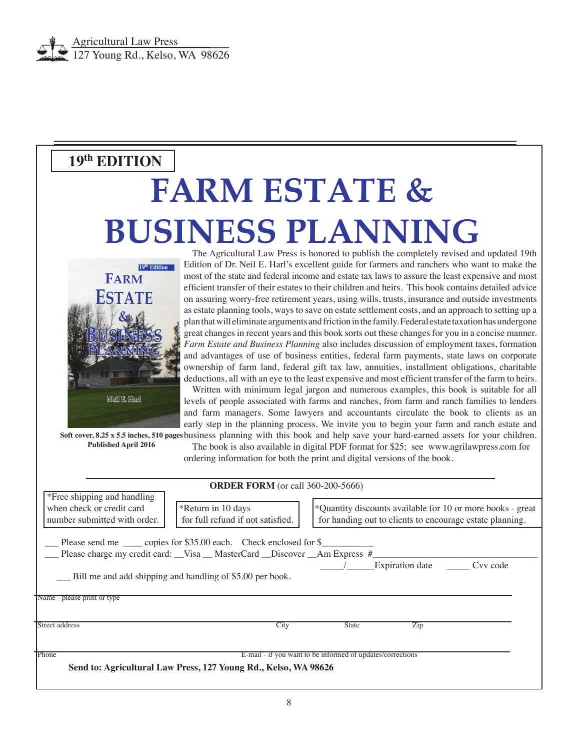Agricultural Law Press
127 Young Rd., Kelso, WA 98626

**19th EDITION**

# FARM ESTATE & BUSINESS PLANNING

**Soft cover, 8.25 x 5.5 inches, 510 pages**
**Published April 2016**

The Agricultural Law Press is honored to publish the completely revised and updated 19th Edition of Dr. Neil E. Harl's excellent guide for farmers and ranchers who want to make the most of the state and federal income and estate tax laws to assure the least expensive and most efficient transfer of their estates to their children and heirs. This book contains detailed advice on assuring worry-free retirement years, using wills, trusts, insurance and outside investments as estate planning tools, ways to save on estate settlement costs, and an approach to setting up a plan that will eliminate arguments and friction in the family. Federal estate taxation has undergone great changes in recent years and this book sorts out these changes for you in a concise manner. *Farm Estate and Business Planning* also includes discussion of employment taxes, formation and advantages of use of business entities, federal farm payments, state laws on corporate ownership of farm land, federal gift tax law, annuities, installment obligations, charitable deductions, all with an eye to the least expensive and most efficient transfer of the farm to heirs.

Written with minimum legal jargon and numerous examples, this book is suitable for all levels of people associated with farms and ranches, from farm and ranch families to lenders and farm managers. Some lawyers and accountants circulate the book to clients as an early step in the planning process. We invite you to begin your farm and ranch estate and business planning with this book and help save your hard-earned assets for your children.

The book is also available in digital PDF format for $25; see www.agrilawpress.com for ordering information for both the print and digital versions of the book.

**ORDER FORM** (or call 360-200-5666)

*Free shipping and handling when check or credit card number submitted with order.

*Return in 10 days for full refund if not satisfied.

*Quantity discounts available for 10 or more books - great for handing out to clients to encourage estate planning.

___ Please send me ____ copies for $35.00 each. Check enclosed for $__________

___ Please charge my credit card: __Visa __ MasterCard __Discover __Am Express #________________________________

_____/______Expiration date _____ Cvv code

___ Bill me and add shipping and handling of $5.00 per book.

Name - please print or type

Street address City State Zip

Phone E-mail - if you want to be informed of updates/corrections

**Send to: Agricultural Law Press, 127 Young Rd., Kelso, WA 98626**